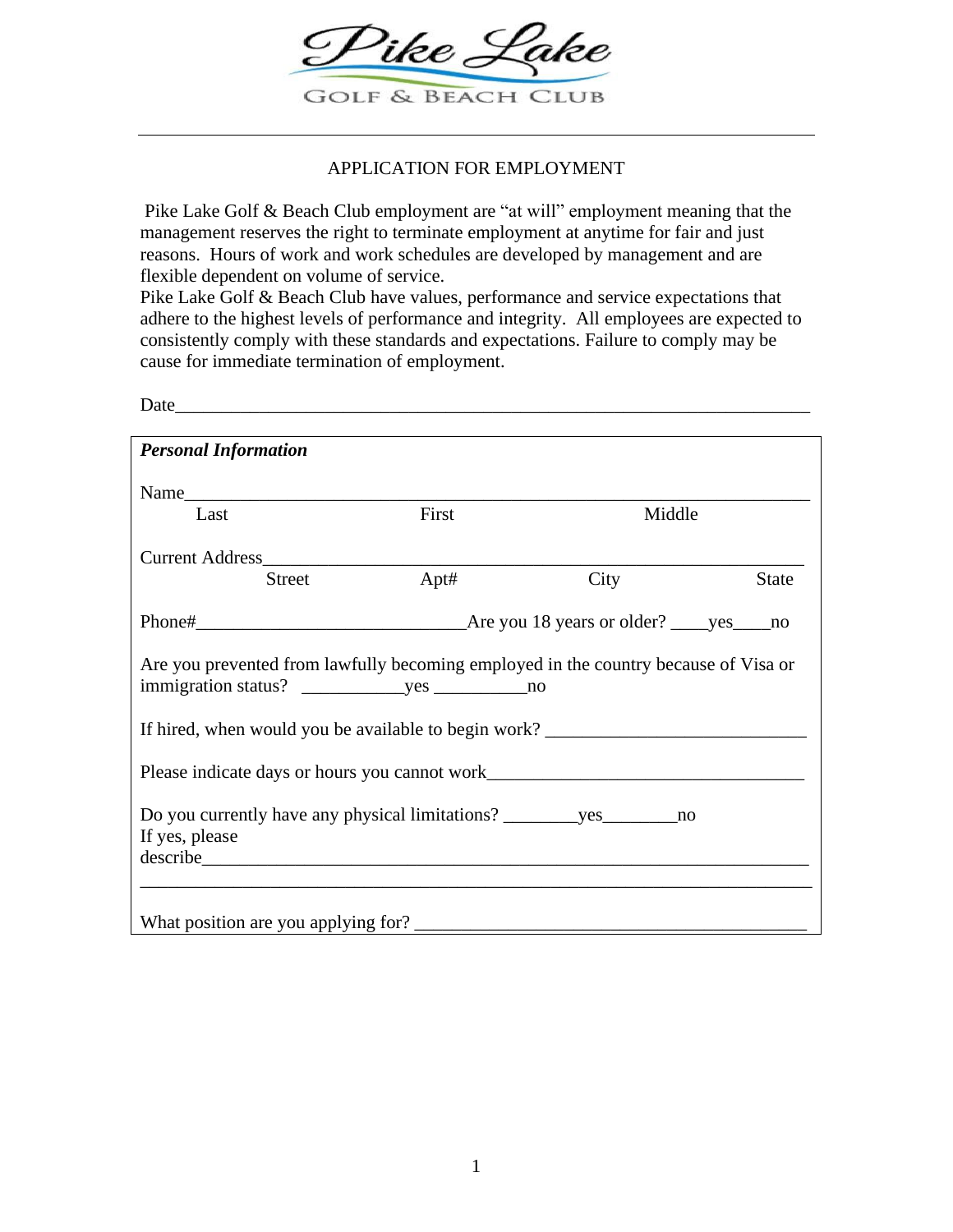Pike Lake

GOLF & BEACH CLUB

---

APPLICATION FOR EMPLOYMENT

Pike Lake Golf & Beach Club employment are "at will" employment meaning that the management reserves the right to terminate employment at anytime for fair and just reasons. Hours of work and work schedules are developed by management and are flexible dependent on volume of service.

Pike Lake Golf & Beach Club have values, performance and service expectations that adhere to the highest levels of performance and integrity. All employees are expected to consistently comply with these standards and expectations. Failure to comply may be cause for immediate termination of employment.

Date______________________________________________________________________

***Personal Information***

Name______________________________________________________________________

Last First Middle

Current Address_____________________________________________________________

Street Apt# City State

Phone#____________________________Are you 18 years or older? ____yes____no

Are you prevented from lawfully becoming employed in the country because of Visa or immigration status? ___________yes __________no

If hired, when would you be available to begin work? ___________________________

Please indicate days or hours you cannot work_________________________________

Do you currently have any physical limitations? ________yes________no

If yes, please describe______________________________________________________________________

__________________________________________________________________________

What position are you applying for? _________________________________________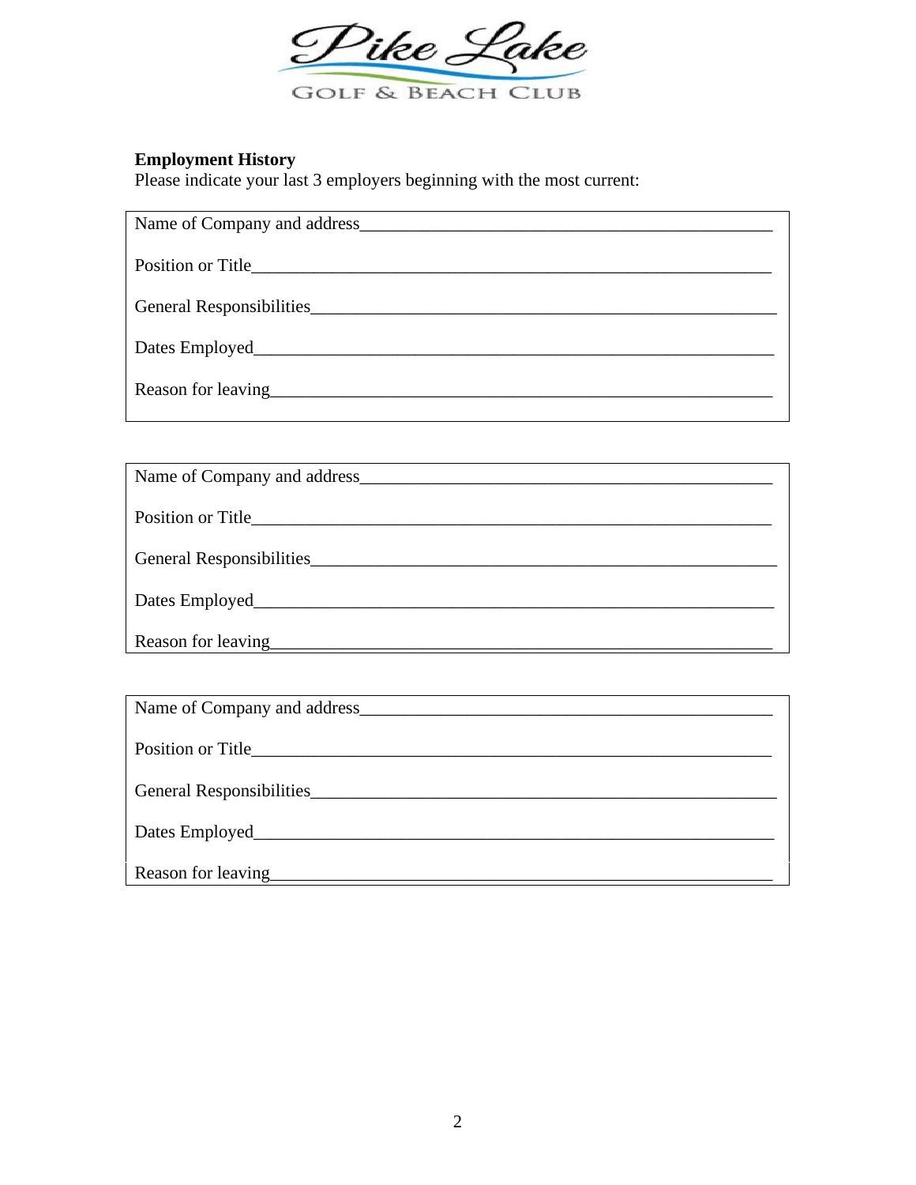Pike Lake

GOLF & BEACH CLUB

**Employment History**

Please indicate your last 3 employers beginning with the most current:

Name of Company and address_______________________________________________

Position or Title______________________________________________________________

General Responsibilities_______________________________________________________

Dates Employed______________________________________________________________

Reason for leaving____________________________________________________________

---

Name of Company and address_______________________________________________

Position or Title______________________________________________________________

General Responsibilities_______________________________________________________

Dates Employed______________________________________________________________

Reason for leaving____________________________________________________________

---

Name of Company and address_______________________________________________

Position or Title______________________________________________________________

General Responsibilities_______________________________________________________

Dates Employed______________________________________________________________

Reason for leaving____________________________________________________________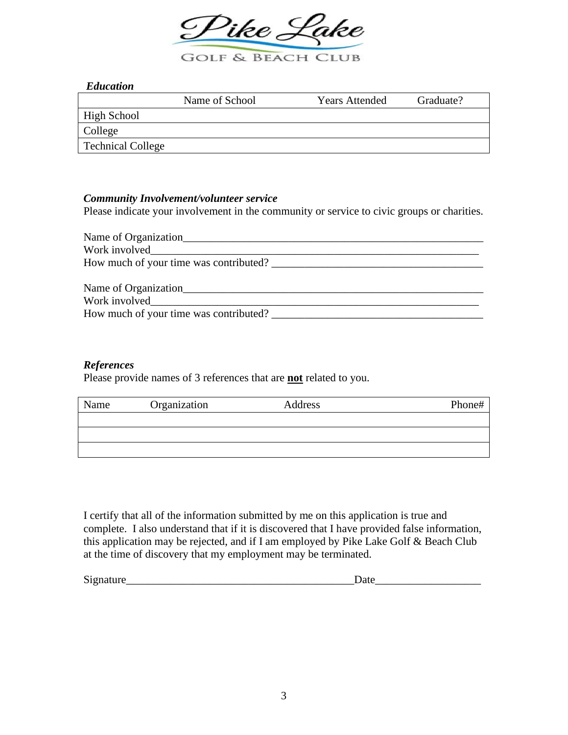Pike Lake

GOLF & BEACH CLUB

***Education***

| | Name of School | Years Attended | Graduate? |
|---|---|---|---|
| High School | | | |
| College | | | |
| Technical College | | | |

***Community Involvement/volunteer service***

Please indicate your involvement in the community or service to civic groups or charities.

Name of Organization_________________________________________________________

Work involved_______________________________________________________________

How much of your time was contributed? ______________________________________

Name of Organization_________________________________________________________

Work involved_______________________________________________________________

How much of your time was contributed? ______________________________________

***References***

Please provide names of 3 references that are **not** related to you.

| Name | Organization | Address | Phone# |
|---|---|---|---|
| | | | |
| | | | |
| | | | |

I certify that all of the information submitted by me on this application is true and complete. I also understand that if it is discovered that I have provided false information, this application may be rejected, and if I am employed by Pike Lake Golf & Beach Club at the time of discovery that my employment may be terminated.

Signature__________________________________________Date___________________